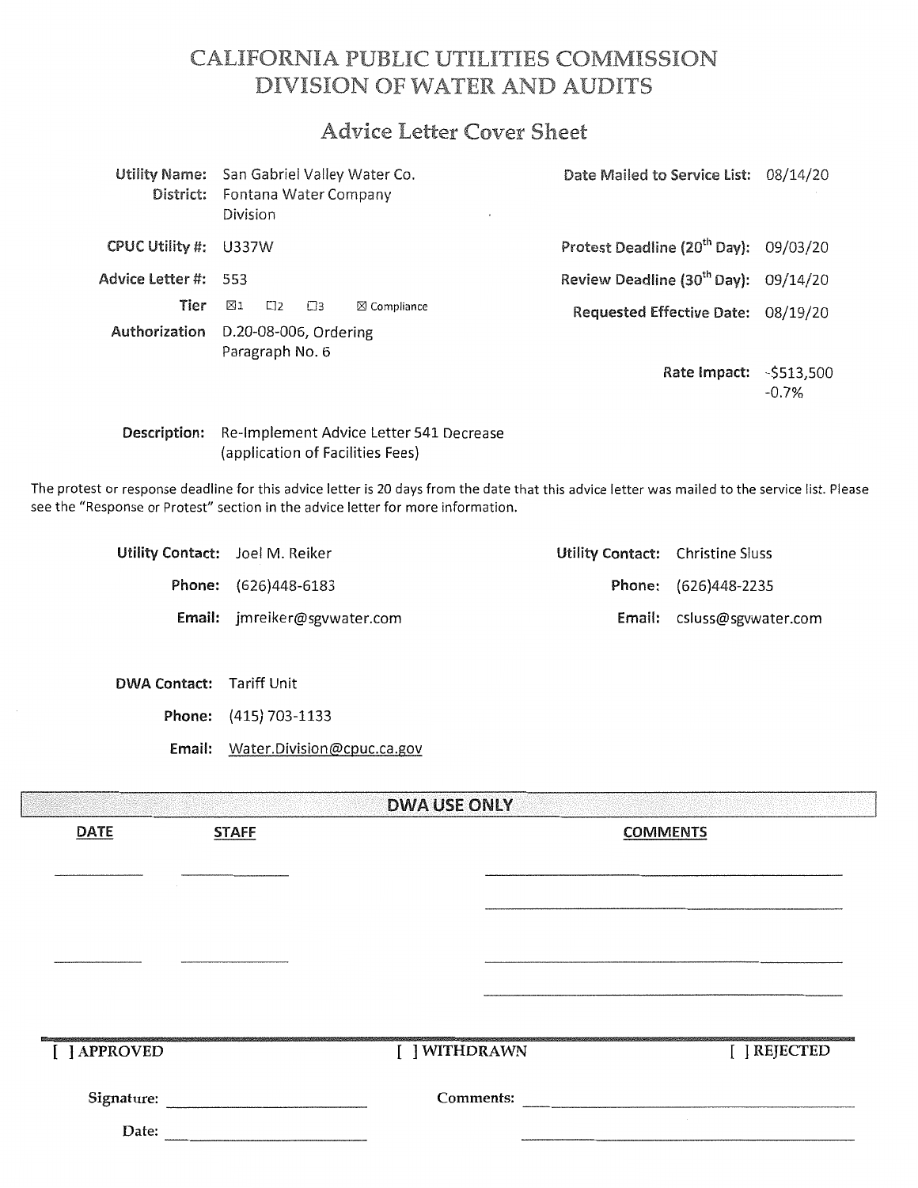# CALIFORNIA PUBLIC UTILITIES COMMISSION
# DIVISION OF WATER AND AUDITS

## Advice Letter Cover Sheet

| | | | |
|---|---|---|---|
| **Utility Name:** | San Gabriel Valley Water Co. | **Date Mailed to Service List:** | 08/14/20 |
| **District:** | Fontana Water Company Division | | |
| **CPUC Utility #:** | U337W | **Protest Deadline (20th Day):** | 09/03/20 |
| **Advice Letter #:** | 553 | **Review Deadline (30th Day):** | 09/14/20 |
| **Tier** | ☒1 ☐2 ☐3 ☒ Compliance | **Requested Effective Date:** | 08/19/20 |
| **Authorization** | D.20-08-006, Ordering Paragraph No. 6 | | |
| | | **Rate Impact:** | -$513,500 -0.7% |

**Description:** Re-Implement Advice Letter 541 Decrease (application of Facilities Fees)

The protest or response deadline for this advice letter is 20 days from the date that this advice letter was mailed to the service list. Please see the "Response or Protest" section in the advice letter for more information.

| | | | |
|---|---|---|---|
| **Utility Contact:** | Joel M. Reiker | **Utility Contact:** | Christine Sluss |
| **Phone:** | (626)448-6183 | **Phone:** | (626)448-2235 |
| **Email:** | jmreiker@sgvwater.com | **Email:** | csluss@sgvwater.com |

**DWA Contact:** Tariff Unit

**Phone:** (415) 703-1133

**Email:** Water.Division@cpuc.ca.gov

### DWA USE ONLY

| DATE | STAFF | COMMENTS |
|---|---|---|
| | | |
| | | |

[ ] APPROVED [ ] WITHDRAWN [ ] REJECTED

Signature: ______________ Comments: ______________

Date: ______________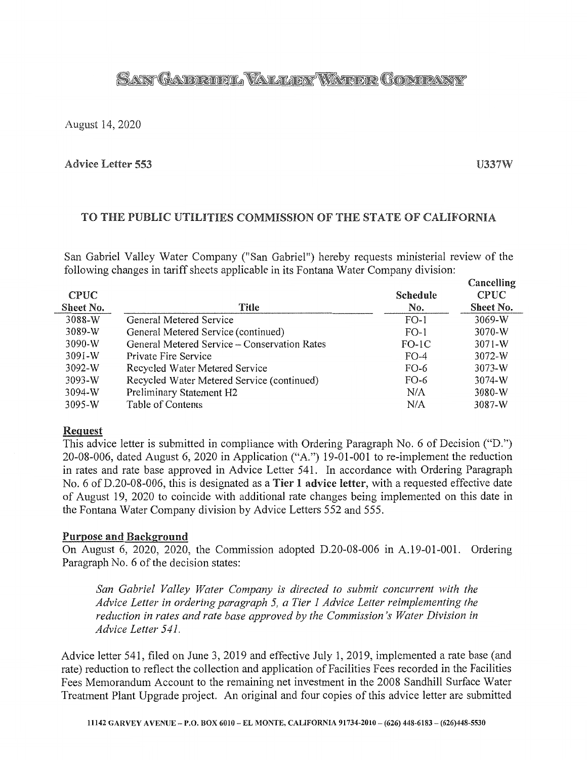# SAN GABRIEL VALLEY WATER COMPANY

August 14, 2020

**Advice Letter 553** U337W

## TO THE PUBLIC UTILITIES COMMISSION OF THE STATE OF CALIFORNIA

San Gabriel Valley Water Company ("San Gabriel") hereby requests ministerial review of the following changes in tariff sheets applicable in its Fontana Water Company division:

| CPUC Sheet No. | Title | Schedule No. | Cancelling CPUC Sheet No. |
|---|---|---|---|
| 3088-W | General Metered Service | FO-1 | 3069-W |
| 3089-W | General Metered Service (continued) | FO-1 | 3070-W |
| 3090-W | General Metered Service – Conservation Rates | FO-1C | 3071-W |
| 3091-W | Private Fire Service | FO-4 | 3072-W |
| 3092-W | Recycled Water Metered Service | FO-6 | 3073-W |
| 3093-W | Recycled Water Metered Service (continued) | FO-6 | 3074-W |
| 3094-W | Preliminary Statement H2 | N/A | 3080-W |
| 3095-W | Table of Contents | N/A | 3087-W |

### Request

This advice letter is submitted in compliance with Ordering Paragraph No. 6 of Decision ("D.") 20-08-006, dated August 6, 2020 in Application ("A.") 19-01-001 to re-implement the reduction in rates and rate base approved in Advice Letter 541. In accordance with Ordering Paragraph No. 6 of D.20-08-006, this is designated as a **Tier 1 advice letter**, with a requested effective date of August 19, 2020 to coincide with additional rate changes being implemented on this date in the Fontana Water Company division by Advice Letters 552 and 555.

### Purpose and Background

On August 6, 2020, 2020, the Commission adopted D.20-08-006 in A.19-01-001. Ordering Paragraph No. 6 of the decision states:

> *San Gabriel Valley Water Company is directed to submit concurrent with the Advice Letter in ordering paragraph 5, a Tier 1 Advice Letter reimplementing the reduction in rates and rate base approved by the Commission's Water Division in Advice Letter 541.*

Advice letter 541, filed on June 3, 2019 and effective July 1, 2019, implemented a rate base (and rate) reduction to reflect the collection and application of Facilities Fees recorded in the Facilities Fees Memorandum Account to the remaining net investment in the 2008 Sandhill Surface Water Treatment Plant Upgrade project. An original and four copies of this advice letter are submitted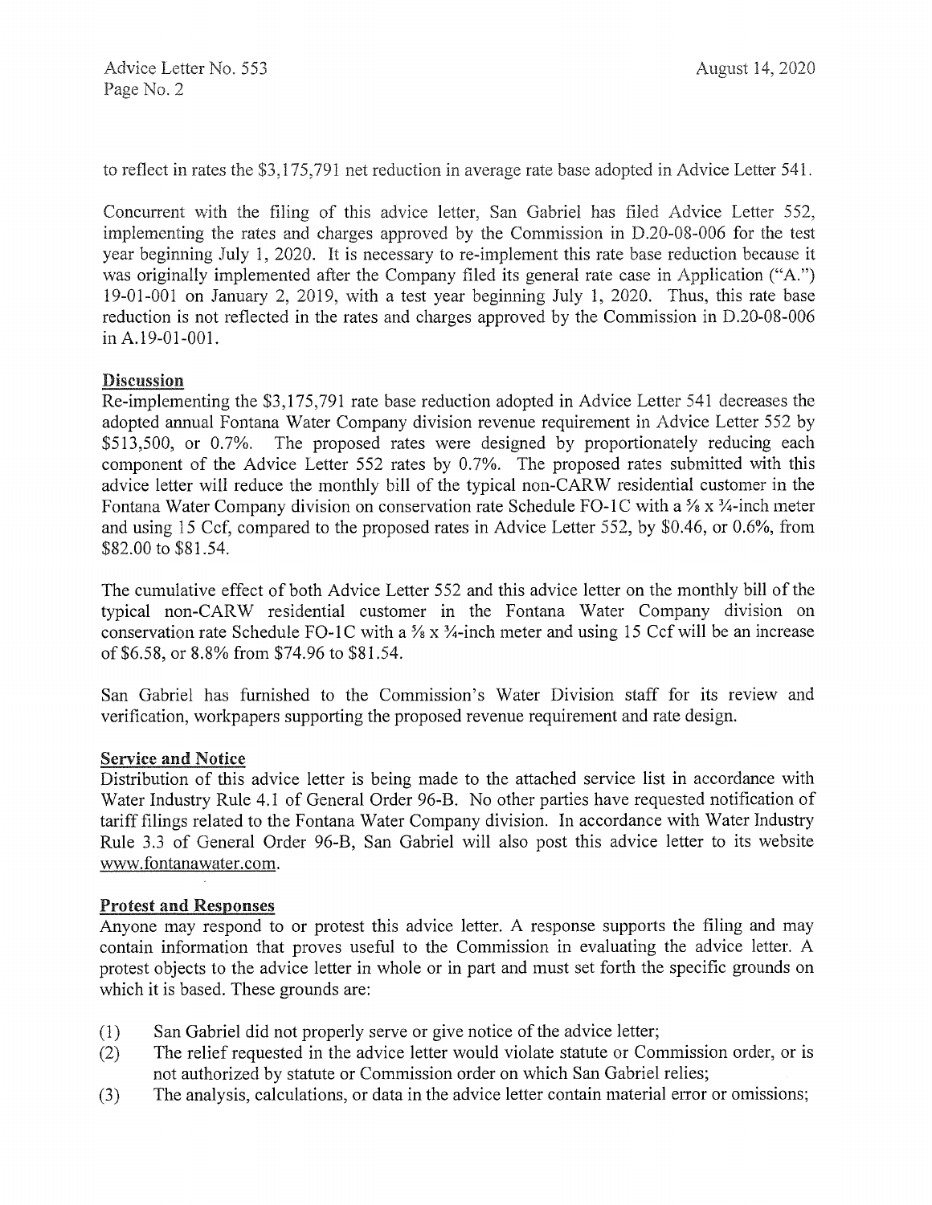to reflect in rates the $3,175,791 net reduction in average rate base adopted in Advice Letter 541.

Concurrent with the filing of this advice letter, San Gabriel has filed Advice Letter 552, implementing the rates and charges approved by the Commission in D.20-08-006 for the test year beginning July 1, 2020. It is necessary to re-implement this rate base reduction because it was originally implemented after the Company filed its general rate case in Application ("A.") 19-01-001 on January 2, 2019, with a test year beginning July 1, 2020. Thus, this rate base reduction is not reflected in the rates and charges approved by the Commission in D.20-08-006 in A.19-01-001.

**Discussion**

Re-implementing the $3,175,791 rate base reduction adopted in Advice Letter 541 decreases the adopted annual Fontana Water Company division revenue requirement in Advice Letter 552 by $513,500, or 0.7%. The proposed rates were designed by proportionately reducing each component of the Advice Letter 552 rates by 0.7%. The proposed rates submitted with this advice letter will reduce the monthly bill of the typical non-CARW residential customer in the Fontana Water Company division on conservation rate Schedule FO-1C with a ⅝ x ¾-inch meter and using 15 Ccf, compared to the proposed rates in Advice Letter 552, by $0.46, or 0.6%, from $82.00 to $81.54.

The cumulative effect of both Advice Letter 552 and this advice letter on the monthly bill of the typical non-CARW residential customer in the Fontana Water Company division on conservation rate Schedule FO-1C with a ⅝ x ¾-inch meter and using 15 Ccf will be an increase of $6.58, or 8.8% from $74.96 to $81.54.

San Gabriel has furnished to the Commission's Water Division staff for its review and verification, workpapers supporting the proposed revenue requirement and rate design.

**Service and Notice**

Distribution of this advice letter is being made to the attached service list in accordance with Water Industry Rule 4.1 of General Order 96-B. No other parties have requested notification of tariff filings related to the Fontana Water Company division. In accordance with Water Industry Rule 3.3 of General Order 96-B, San Gabriel will also post this advice letter to its website www.fontanawater.com.

**Protest and Responses**

Anyone may respond to or protest this advice letter. A response supports the filing and may contain information that proves useful to the Commission in evaluating the advice letter. A protest objects to the advice letter in whole or in part and must set forth the specific grounds on which it is based. These grounds are:

(1) San Gabriel did not properly serve or give notice of the advice letter;
(2) The relief requested in the advice letter would violate statute or Commission order, or is not authorized by statute or Commission order on which San Gabriel relies;
(3) The analysis, calculations, or data in the advice letter contain material error or omissions;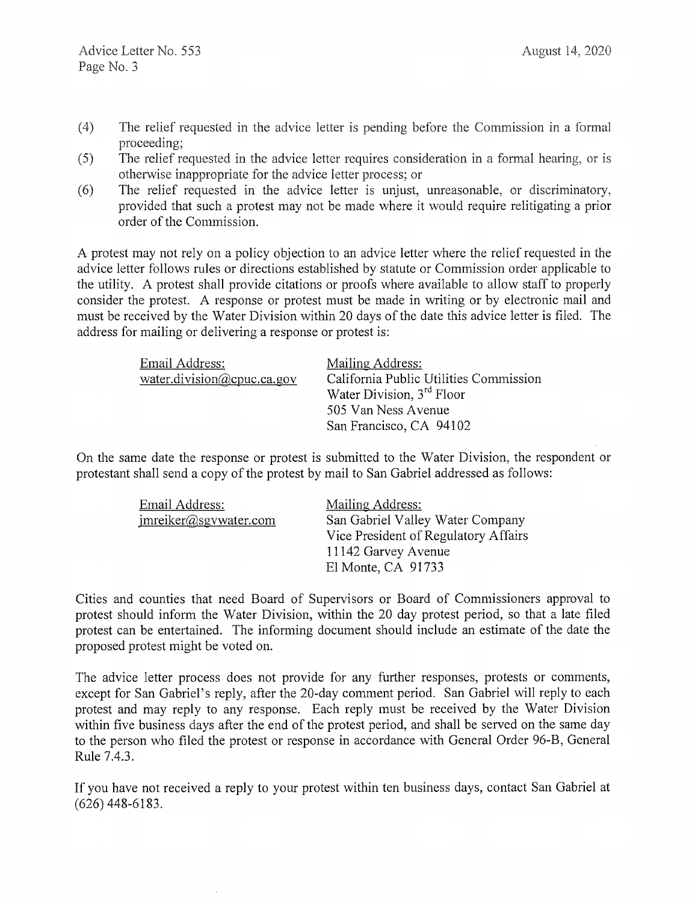(4) The relief requested in the advice letter is pending before the Commission in a formal proceeding;

(5) The relief requested in the advice letter requires consideration in a formal hearing, or is otherwise inappropriate for the advice letter process; or

(6) The relief requested in the advice letter is unjust, unreasonable, or discriminatory, provided that such a protest may not be made where it would require relitigating a prior order of the Commission.

A protest may not rely on a policy objection to an advice letter where the relief requested in the advice letter follows rules or directions established by statute or Commission order applicable to the utility. A protest shall provide citations or proofs where available to allow staff to properly consider the protest. A response or protest must be made in writing or by electronic mail and must be received by the Water Division within 20 days of the date this advice letter is filed. The address for mailing or delivering a response or protest is:

| Email Address: | Mailing Address: |
|---|---|
| water.division@cpuc.ca.gov | California Public Utilities Commission<br>Water Division, 3rd Floor<br>505 Van Ness Avenue<br>San Francisco, CA 94102 |

On the same date the response or protest is submitted to the Water Division, the respondent or protestant shall send a copy of the protest by mail to San Gabriel addressed as follows:

| Email Address: | Mailing Address: |
|---|---|
| jmreiker@sgvwater.com | San Gabriel Valley Water Company<br>Vice President of Regulatory Affairs<br>11142 Garvey Avenue<br>El Monte, CA 91733 |

Cities and counties that need Board of Supervisors or Board of Commissioners approval to protest should inform the Water Division, within the 20 day protest period, so that a late filed protest can be entertained. The informing document should include an estimate of the date the proposed protest might be voted on.

The advice letter process does not provide for any further responses, protests or comments, except for San Gabriel's reply, after the 20-day comment period. San Gabriel will reply to each protest and may reply to any response. Each reply must be received by the Water Division within five business days after the end of the protest period, and shall be served on the same day to the person who filed the protest or response in accordance with General Order 96-B, General Rule 7.4.3.

If you have not received a reply to your protest within ten business days, contact San Gabriel at (626) 448-6183.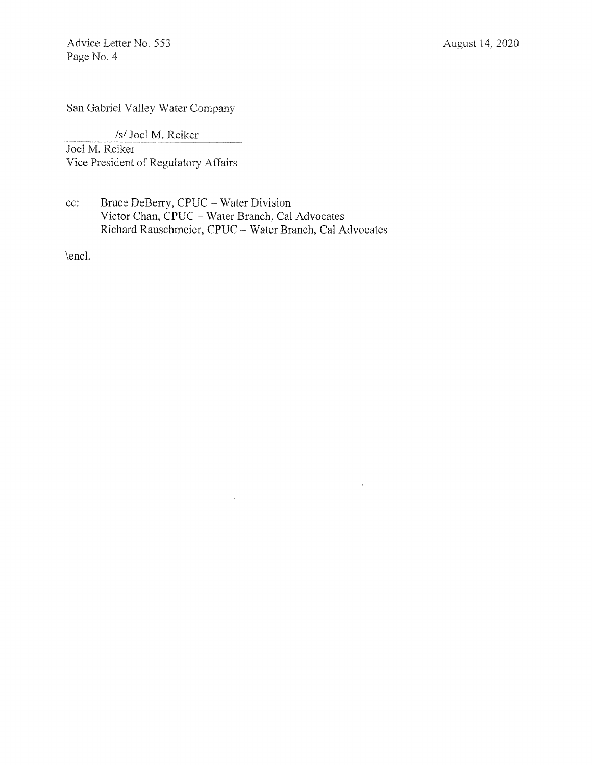San Gabriel Valley Water Company

/s/ Joel M. Reiker

Joel M. Reiker
Vice President of Regulatory Affairs

cc: Bruce DeBerry, CPUC – Water Division
Victor Chan, CPUC – Water Branch, Cal Advocates
Richard Rauschmeier, CPUC – Water Branch, Cal Advocates

\encl.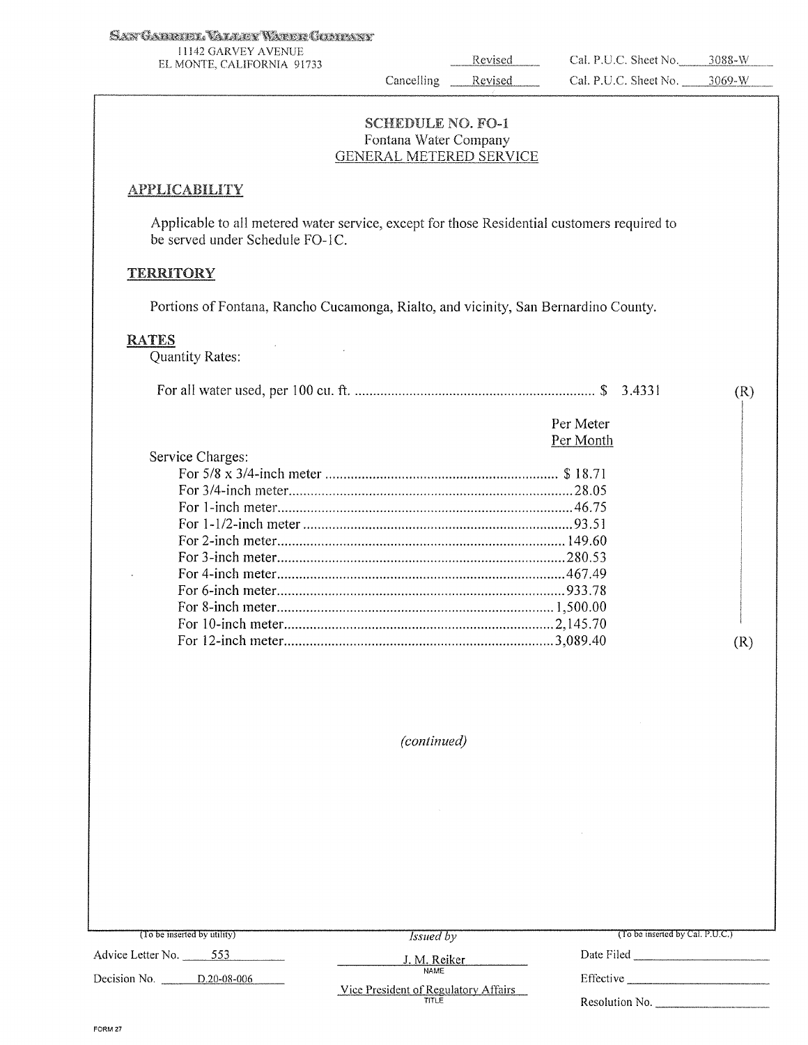SAN GABRIEL VALLEY WATER COMPANY
11142 GARVEY AVENUE
EL MONTE, CALIFORNIA 91733

Revised Cal. P.U.C. Sheet No. 3088-W
Cancelling Revised Cal. P.U.C. Sheet No. 3069-W

## SCHEDULE NO. FO-1
Fontana Water Company
GENERAL METERED SERVICE

### APPLICABILITY

Applicable to all metered water service, except for those Residential customers required to be served under Schedule FO-1C.

### TERRITORY

Portions of Fontana, Rancho Cucamonga, Rialto, and vicinity, San Bernardino County.

### RATES

Quantity Rates:

For all water used, per 100 cu. ft. .......... $ 3.4331 (R)

| Service Charges: | Per Meter Per Month | |
|---|---|---|
| For 5/8 x 3/4-inch meter | $ 18.71 | (R) |
| For 3/4-inch meter | 28.05 | |
| For 1-inch meter | 46.75 | |
| For 1-1/2-inch meter | 93.51 | |
| For 2-inch meter | 149.60 | |
| For 3-inch meter | 280.53 | |
| For 4-inch meter | 467.49 | |
| For 6-inch meter | 933.78 | |
| For 8-inch meter | 1,500.00 | |
| For 10-inch meter | 2,145.70 | |
| For 12-inch meter | 3,089.40 | (R) |

*(continued)*

(To be inserted by utility)
Advice Letter No. 553
Decision No. D.20-08-006

*Issued by*
J. M. Reiker
NAME
Vice President of Regulatory Affairs
TITLE

(To be inserted by Cal. P.U.C.)
Date Filed
Effective
Resolution No.

FORM 27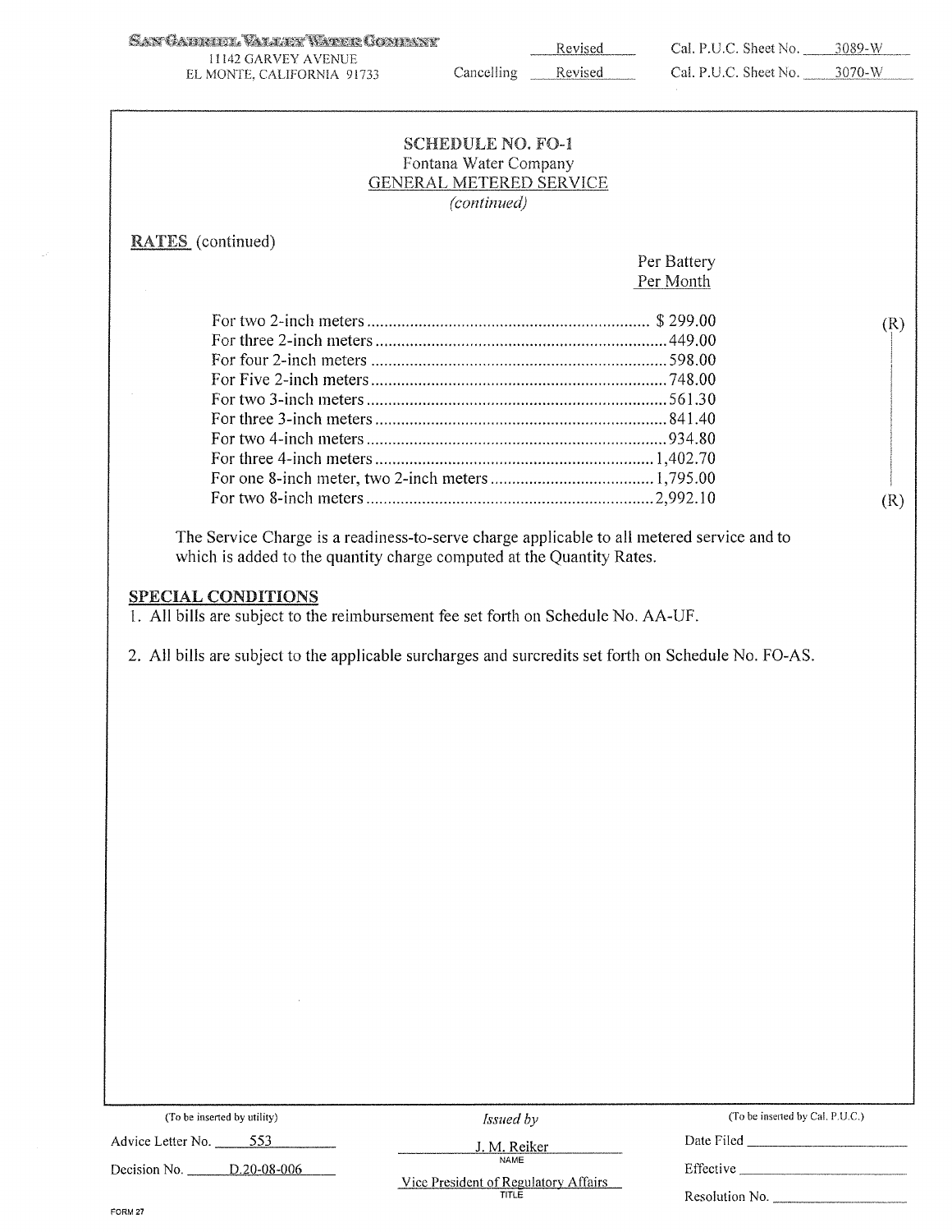SAN GABRIEL VALLEY WATER COMPANY
11142 GARVEY AVENUE
EL MONTE, CALIFORNIA 91733

Revised Cal. P.U.C. Sheet No. 3089-W
Cancelling Revised Cal. P.U.C. Sheet No. 3070-W

## SCHEDULE NO. FO-1
Fontana Water Company
GENERAL METERED SERVICE
*(continued)*

**RATES** (continued)

| | Per Battery Per Month | |
|---|---|---|
| For two 2-inch meters | $ 299.00 | (R) |
| For three 2-inch meters | 449.00 | |
| For four 2-inch meters | 598.00 | |
| For Five 2-inch meters | 748.00 | |
| For two 3-inch meters | 561.30 | |
| For three 3-inch meters | 841.40 | |
| For two 4-inch meters | 934.80 | |
| For three 4-inch meters | 1,402.70 | |
| For one 8-inch meter, two 2-inch meters | 1,795.00 | |
| For two 8-inch meters | 2,992.10 | (R) |

The Service Charge is a readiness-to-serve charge applicable to all metered service and to which is added to the quantity charge computed at the Quantity Rates.

**SPECIAL CONDITIONS**

1. All bills are subject to the reimbursement fee set forth on Schedule No. AA-UF.

2. All bills are subject to the applicable surcharges and surcredits set forth on Schedule No. FO-AS.

(To be inserted by utility)
Advice Letter No. 553
Decision No. D.20-08-006

*Issued by*
J. M. Reiker
NAME
Vice President of Regulatory Affairs
TITLE

(To be inserted by Cal. P.U.C.)
Date Filed
Effective
Resolution No.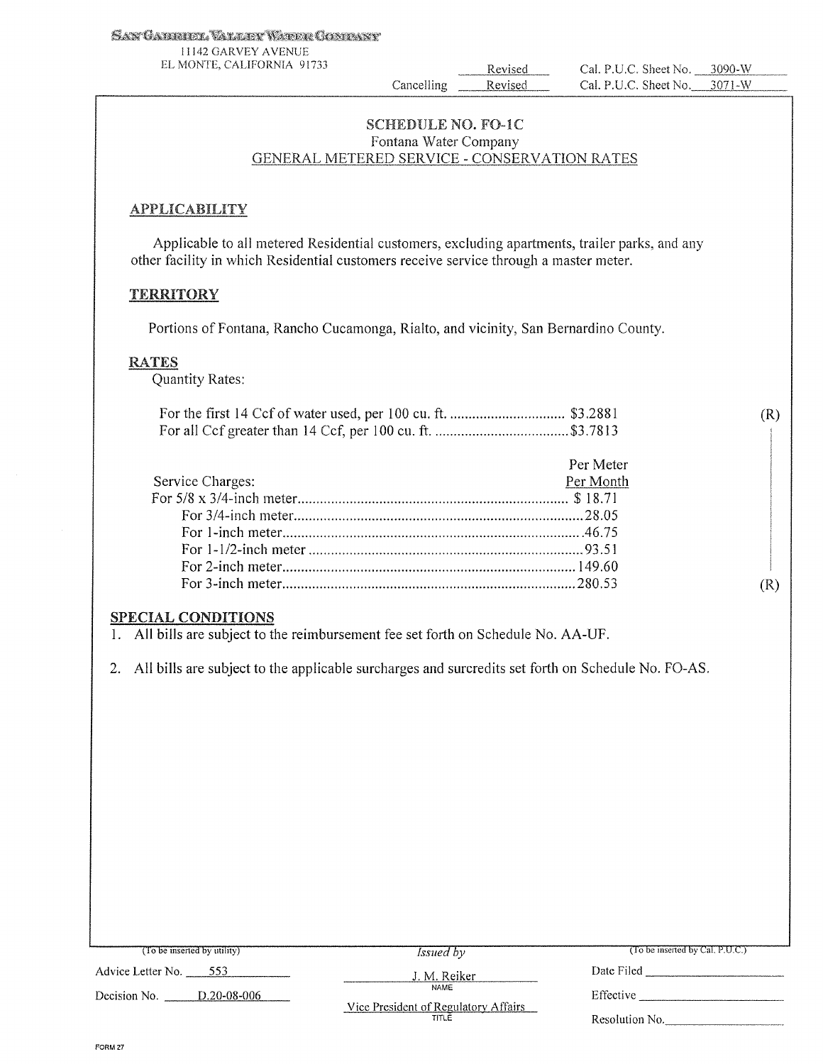SAN GABRIEL VALLEY WATER COMPANY
11142 GARVEY AVENUE
EL MONTE, CALIFORNIA 91733

| | | |
|---|---|---|
| | Revised | Cal. P.U.C. Sheet No. 3090-W |
| Cancelling | Revised | Cal. P.U.C. Sheet No. 3071-W |

## SCHEDULE NO. FO-1C

Fontana Water Company

GENERAL METERED SERVICE - CONSERVATION RATES

### APPLICABILITY

Applicable to all metered Residential customers, excluding apartments, trailer parks, and any other facility in which Residential customers receive service through a master meter.

### TERRITORY

Portions of Fontana, Rancho Cucamonga, Rialto, and vicinity, San Bernardino County.

### RATES

Quantity Rates:

| | | |
|---|---|---|
| For the first 14 Ccf of water used, per 100 cu. ft. | $3.2881 | (R) |
| For all Ccf greater than 14 Ccf, per 100 cu. ft. | $3.7813 | |

| Service Charges: | Per Meter Per Month | |
|---|---|---|
| For 5/8 x 3/4-inch meter | $ 18.71 | |
| For 3/4-inch meter | 28.05 | |
| For 1-inch meter | 46.75 | |
| For 1-1/2-inch meter | 93.51 | |
| For 2-inch meter | 149.60 | |
| For 3-inch meter | 280.53 | (R) |

### SPECIAL CONDITIONS

1. All bills are subject to the reimbursement fee set forth on Schedule No. AA-UF.
2. All bills are subject to the applicable surcharges and surcredits set forth on Schedule No. FO-AS.

| (To be inserted by utility) | *Issued by* | (To be inserted by Cal. P.U.C.) |
|---|---|---|
| Advice Letter No. 553 | J. M. Reiker<br>NAME | Date Filed |
| Decision No. D.20-08-006 | Vice President of Regulatory Affairs<br>TITLE | Effective |
| | | Resolution No. |

FORM 27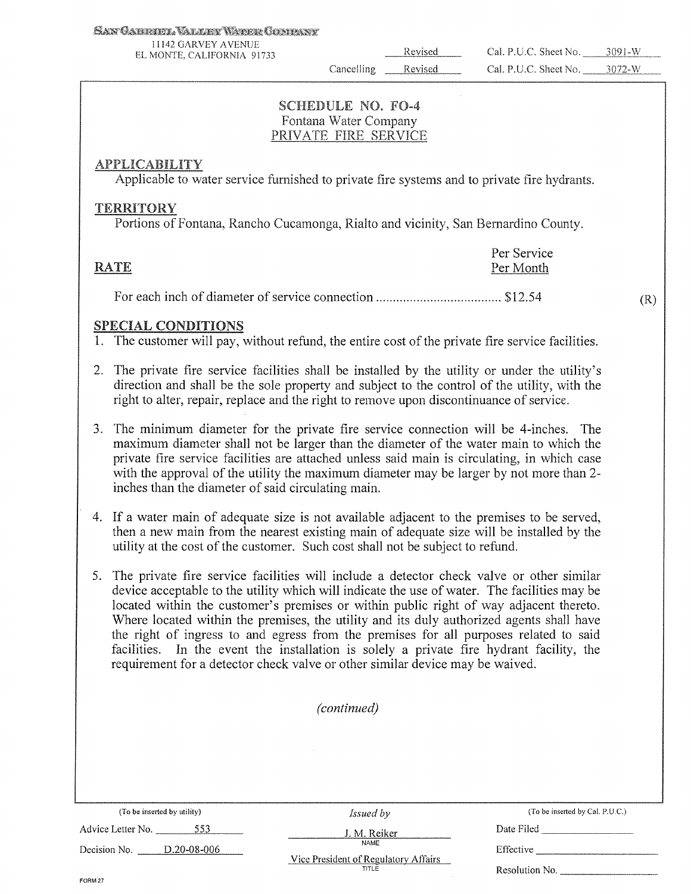SAN GABRIEL VALLEY WATER COMPANY
11142 GARVEY AVENUE
EL MONTE, CALIFORNIA 91733

| | Revised | Cal. P.U.C. Sheet No. | 3091-W |
|---|---|---|---|
| Cancelling | Revised | Cal. P.U.C. Sheet No. | 3072-W |

## SCHEDULE NO. FO-4
Fontana Water Company
PRIVATE FIRE SERVICE

### APPLICABILITY

Applicable to water service furnished to private fire systems and to private fire hydrants.

### TERRITORY

Portions of Fontana, Rancho Cucamonga, Rialto and vicinity, San Bernardino County.

### RATE

| | Per Service Per Month | |
|---|---|---|
| For each inch of diameter of service connection | $12.54 | (R) |

### SPECIAL CONDITIONS

1. The customer will pay, without refund, the entire cost of the private fire service facilities.

2. The private fire service facilities shall be installed by the utility or under the utility's direction and shall be the sole property and subject to the control of the utility, with the right to alter, repair, replace and the right to remove upon discontinuance of service.

3. The minimum diameter for the private fire service connection will be 4-inches. The maximum diameter shall not be larger than the diameter of the water main to which the private fire service facilities are attached unless said main is circulating, in which case with the approval of the utility the maximum diameter may be larger by not more than 2-inches than the diameter of said circulating main.

4. If a water main of adequate size is not available adjacent to the premises to be served, then a new main from the nearest existing main of adequate size will be installed by the utility at the cost of the customer. Such cost shall not be subject to refund.

5. The private fire service facilities will include a detector check valve or other similar device acceptable to the utility which will indicate the use of water. The facilities may be located within the customer's premises or within public right of way adjacent thereto. Where located within the premises, the utility and its duly authorized agents shall have the right of ingress to and egress from the premises for all purposes related to said facilities. In the event the installation is solely a private fire hydrant facility, the requirement for a detector check valve or other similar device may be waived.

*(continued)*

| (To be inserted by utility) | Issued by | (To be inserted by Cal. P.U.C.) |
|---|---|---|
| Advice Letter No. 553 | J. M. Reiker (NAME) | Date Filed |
| Decision No. D.20-08-006 | Vice President of Regulatory Affairs (TITLE) | Effective |
| | | Resolution No. |

FORM 27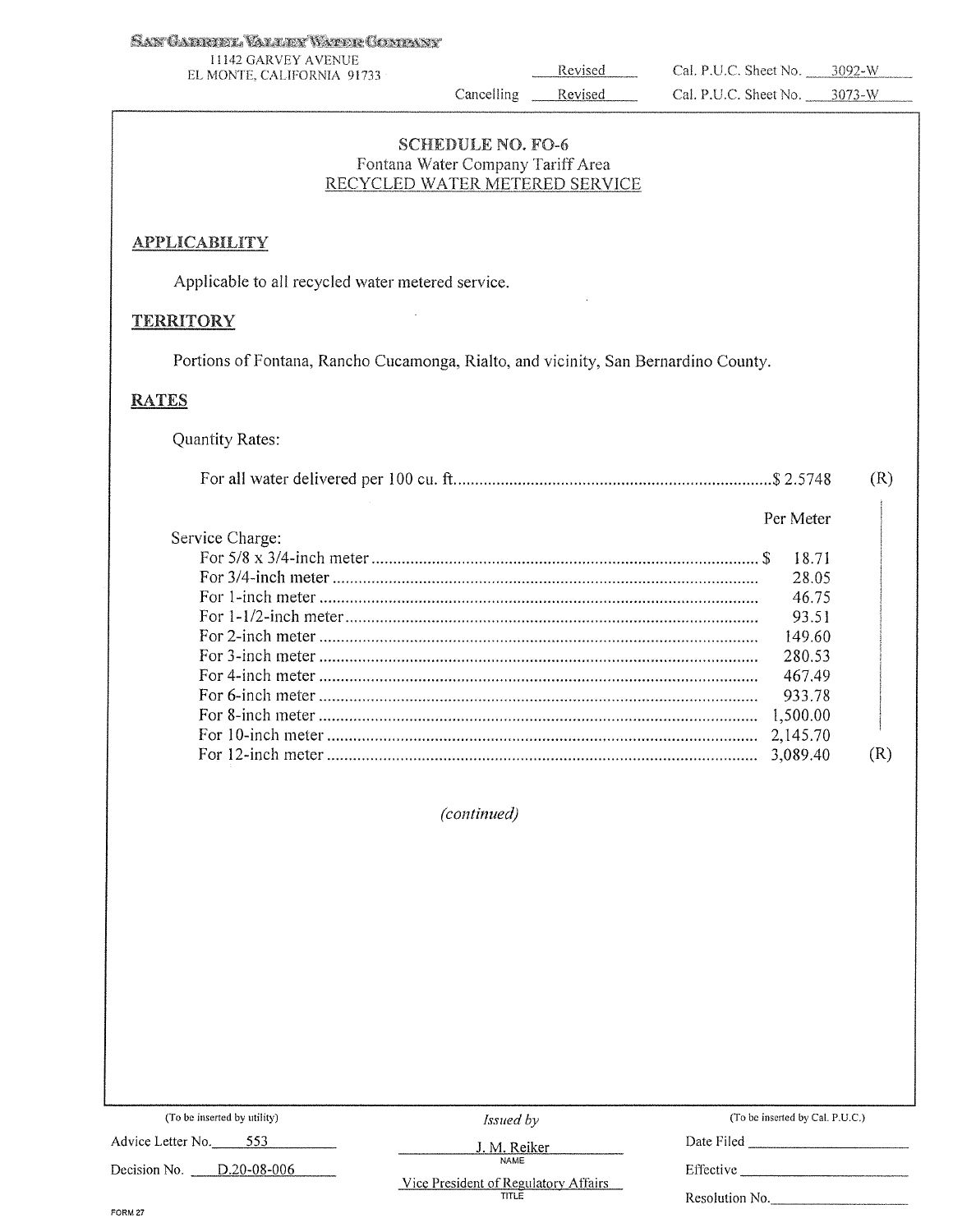SAN GABRIEL VALLEY WATER COMPANY
11142 GARVEY AVENUE
EL MONTE, CALIFORNIA 91733

Revised Cal. P.U.C. Sheet No. 3092-W
Cancelling Revised Cal. P.U.C. Sheet No. 3073-W

## SCHEDULE NO. FO-6
Fontana Water Company Tariff Area
RECYCLED WATER METERED SERVICE

### APPLICABILITY

Applicable to all recycled water metered service.

### TERRITORY

Portions of Fontana, Rancho Cucamonga, Rialto, and vicinity, San Bernardino County.

### RATES

Quantity Rates:

| | | |
|---|---|---|
| For all water delivered per 100 cu. ft. | $ 2.5748 | (R) |

| Service Charge: | Per Meter | |
|---|---|---|
| For 5/8 x 3/4-inch meter | $ 18.71 | |
| For 3/4-inch meter | 28.05 | |
| For 1-inch meter | 46.75 | |
| For 1-1/2-inch meter | 93.51 | |
| For 2-inch meter | 149.60 | |
| For 3-inch meter | 280.53 | |
| For 4-inch meter | 467.49 | |
| For 6-inch meter | 933.78 | |
| For 8-inch meter | 1,500.00 | |
| For 10-inch meter | 2,145.70 | |
| For 12-inch meter | 3,089.40 | (R) |

*(continued)*

(To be inserted by utility)
Advice Letter No. 553
Decision No. D.20-08-006

*Issued by*
J. M. Reiker
NAME
Vice President of Regulatory Affairs
TITLE

(To be inserted by Cal. P.U.C.)
Date Filed
Effective
Resolution No.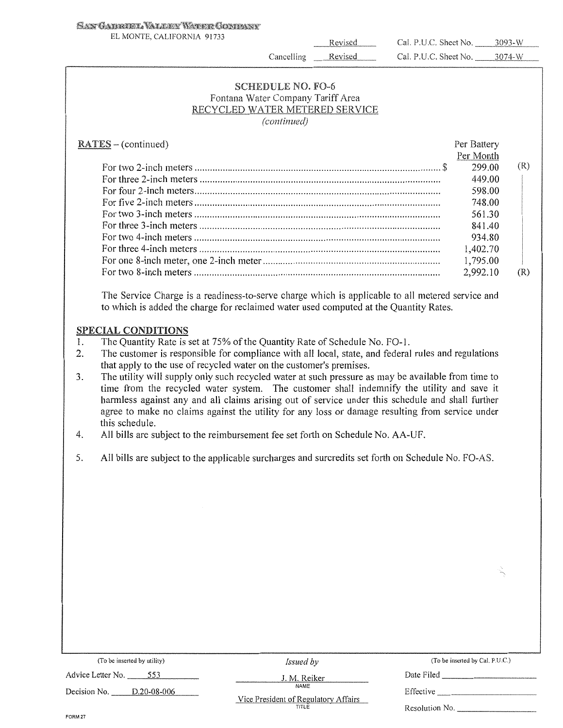SAN GABRIEL VALLEY WATER COMPANY
EL MONTE, CALIFORNIA 91733

| | | | |
|---|---|---|---|
| | Revised | Cal. P.U.C. Sheet No. | 3093-W |
| Cancelling | Revised | Cal. P.U.C. Sheet No. | 3074-W |

## SCHEDULE NO. FO-6
Fontana Water Company Tariff Area
RECYCLED WATER METERED SERVICE
*(continued)*

**RATES** – (continued)

| | Per Battery Per Month | |
|---|---|---|
| For two 2-inch meters | $ 299.00 | (R) |
| For three 2-inch meters | 449.00 | |
| For four 2-inch meters | 598.00 | |
| For five 2-inch meters | 748.00 | |
| For two 3-inch meters | 561.30 | |
| For three 3-inch meters | 841.40 | |
| For two 4-inch meters | 934.80 | |
| For three 4-inch meters | 1,402.70 | |
| For one 8-inch meter, one 2-inch meter | 1,795.00 | |
| For two 8-inch meters | 2,992.10 | (R) |

The Service Charge is a readiness-to-serve charge which is applicable to all metered service and to which is added the charge for reclaimed water used computed at the Quantity Rates.

**SPECIAL CONDITIONS**

1. The Quantity Rate is set at 75% of the Quantity Rate of Schedule No. FO-1.
2. The customer is responsible for compliance with all local, state, and federal rules and regulations that apply to the use of recycled water on the customer's premises.
3. The utility will supply only such recycled water at such pressure as may be available from time to time from the recycled water system. The customer shall indemnify the utility and save it harmless against any and all claims arising out of service under this schedule and shall further agree to make no claims against the utility for any loss or damage resulting from service under this schedule.
4. All bills are subject to the reimbursement fee set forth on Schedule No. AA-UF.
5. All bills are subject to the applicable surcharges and surcredits set forth on Schedule No. FO-AS.

| (To be inserted by utility) | *Issued by* | (To be inserted by Cal. P.U.C.) |
|---|---|---|
| Advice Letter No. 553 | J. M. Reiker (NAME) | Date Filed |
| Decision No. D.20-08-006 | Vice President of Regulatory Affairs (TITLE) | Effective |
| | | Resolution No. |

FORM 27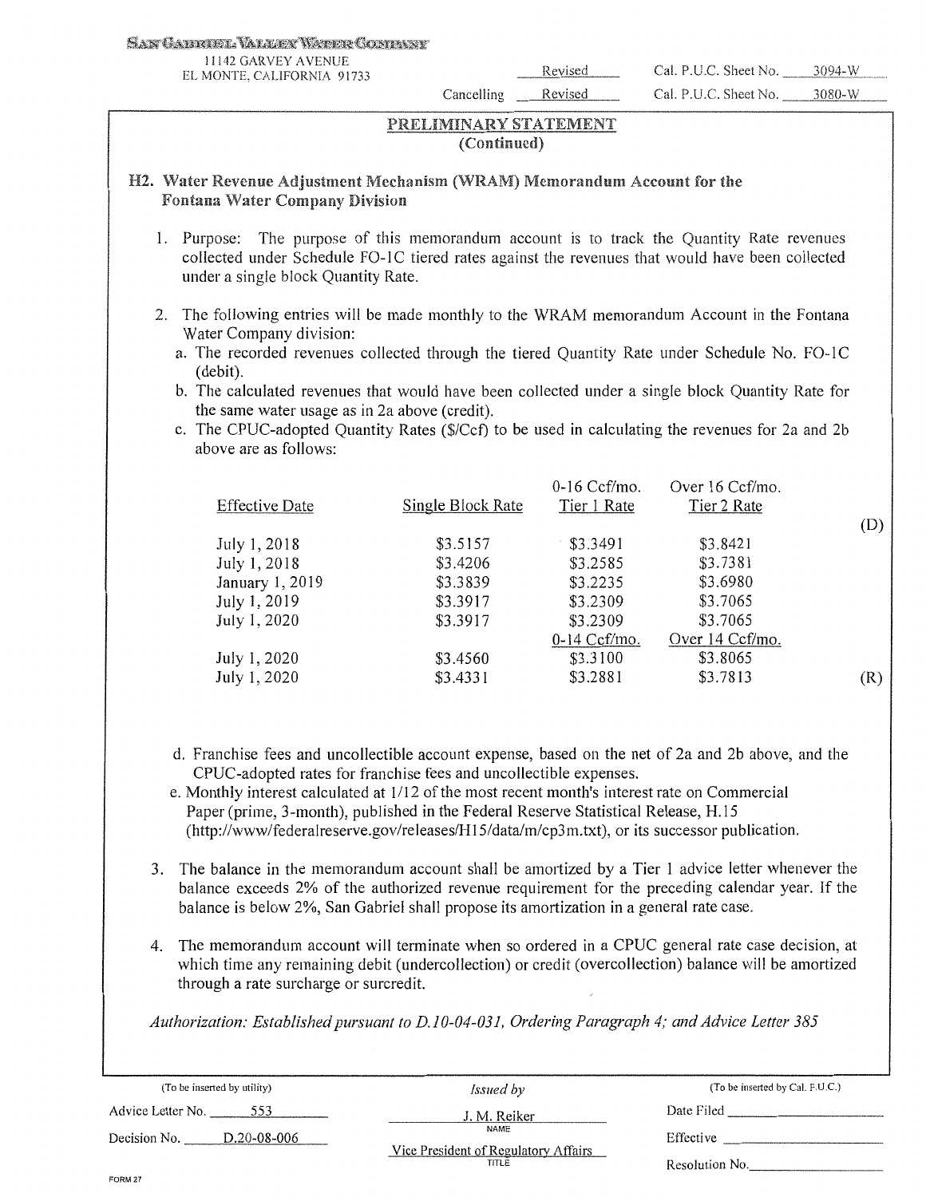SAN GABRIEL VALLEY WATER COMPANY
11142 GARVEY AVENUE
EL MONTE, CALIFORNIA 91733

| | | |
|---|---|---|
| | Revised | Cal. P.U.C. Sheet No. 3094-W |
| Cancelling | Revised | Cal. P.U.C. Sheet No. 3080-W |

## PRELIMINARY STATEMENT
**(Continued)**

### H2. Water Revenue Adjustment Mechanism (WRAM) Memorandum Account for the Fontana Water Company Division

1. Purpose: The purpose of this memorandum account is to track the Quantity Rate revenues collected under Schedule FO-1C tiered rates against the revenues that would have been collected under a single block Quantity Rate.

2. The following entries will be made monthly to the WRAM memorandum Account in the Fontana Water Company division:
   a. The recorded revenues collected through the tiered Quantity Rate under Schedule No. FO-1C (debit).
   b. The calculated revenues that would have been collected under a single block Quantity Rate for the same water usage as in 2a above (credit).
   c. The CPUC-adopted Quantity Rates ($/Ccf) to be used in calculating the revenues for 2a and 2b above are as follows:

| Effective Date | Single Block Rate | 0-16 Ccf/mo. Tier 1 Rate | Over 16 Ccf/mo. Tier 2 Rate | |
|---|---|---|---|---|
| | | | | (D) |
| July 1, 2018 | $3.5157 | $3.3491 | $3.8421 | |
| July 1, 2018 | $3.4206 | $3.2585 | $3.7381 | |
| January 1, 2019 | $3.3839 | $3.2235 | $3.6980 | |
| July 1, 2019 | $3.3917 | $3.2309 | $3.7065 | |
| July 1, 2020 | $3.3917 | $3.2309 | $3.7065 | |
| | | 0-14 Ccf/mo. | Over 14 Ccf/mo. | |
| July 1, 2020 | $3.4560 | $3.3100 | $3.8065 | |
| July 1, 2020 | $3.4331 | $3.2881 | $3.7813 | (R) |

   d. Franchise fees and uncollectible account expense, based on the net of 2a and 2b above, and the CPUC-adopted rates for franchise fees and uncollectible expenses.
   e. Monthly interest calculated at 1/12 of the most recent month's interest rate on Commercial Paper (prime, 3-month), published in the Federal Reserve Statistical Release, H.15 (http://www/federalreserve.gov/releases/H15/data/m/cp3m.txt), or its successor publication.

3. The balance in the memorandum account shall be amortized by a Tier 1 advice letter whenever the balance exceeds 2% of the authorized revenue requirement for the preceding calendar year. If the balance is below 2%, San Gabriel shall propose its amortization in a general rate case.

4. The memorandum account will terminate when so ordered in a CPUC general rate case decision, at which time any remaining debit (undercollection) or credit (overcollection) balance will be amortized through a rate surcharge or surcredit.

*Authorization: Established pursuant to D.10-04-031, Ordering Paragraph 4; and Advice Letter 385*

| (To be inserted by utility) | Issued by | (To be inserted by Cal. P.U.C.) |
|---|---|---|
| Advice Letter No. 553 | J. M. Reiker (NAME) | Date Filed |
| Decision No. D.20-08-006 | Vice President of Regulatory Affairs (TITLE) | Effective |
| | | Resolution No. |

FORM 27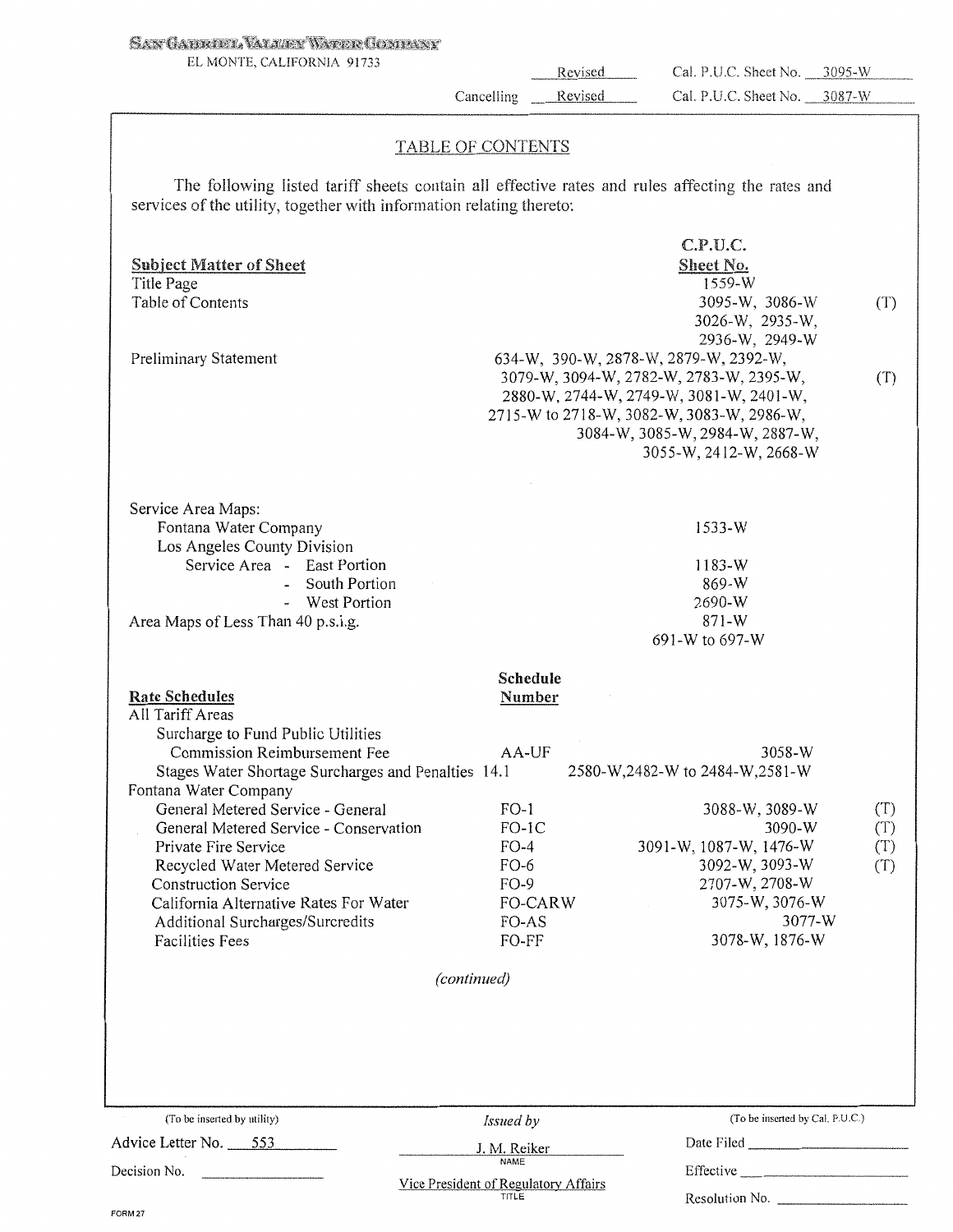SAN GABRIEL VALLEY WATER COMPANY

EL MONTE, CALIFORNIA 91733

Revised Cal. P.U.C. Sheet No. 3095-W

Cancelling Revised Cal. P.U.C. Sheet No. 3087-W

## TABLE OF CONTENTS

The following listed tariff sheets contain all effective rates and rules affecting the rates and services of the utility, together with information relating thereto:

| **Subject Matter of Sheet** | | **C.P.U.C. Sheet No.** | |
|---|---|---|---|
| Title Page | | 1559-W | |
| Table of Contents | | 3095-W, 3086-W 3026-W, 2935-W, 2936-W, 2949-W | (T) |
| Preliminary Statement | | 634-W, 390-W, 2878-W, 2879-W, 2392-W, 3079-W, 3094-W, 2782-W, 2783-W, 2395-W, 2880-W, 2744-W, 2749-W, 3081-W, 2401-W, 2715-W to 2718-W, 3082-W, 3083-W, 2986-W, 3084-W, 3085-W, 2984-W, 2887-W, 3055-W, 2412-W, 2668-W | (T) |
| Service Area Maps: | | | |
| Fontana Water Company | | 1533-W | |
| Los Angeles County Division | | | |
| Service Area - East Portion | | 1183-W | |
| - South Portion | | 869-W | |
| - West Portion | | 2690-W | |
| Area Maps of Less Than 40 p.s.i.g. | | 871-W 691-W to 697-W | |
| **Rate Schedules** | **Schedule Number** | | |
| All Tariff Areas | | | |
| Surcharge to Fund Public Utilities Commission Reimbursement Fee | AA-UF | 3058-W | |
| Stages Water Shortage Surcharges and Penalties | 14.1 | 2580-W,2482-W to 2484-W,2581-W | |
| Fontana Water Company | | | |
| General Metered Service - General | FO-1 | 3088-W, 3089-W | (T) |
| General Metered Service - Conservation | FO-1C | 3090-W | (T) |
| Private Fire Service | FO-4 | 3091-W, 1087-W, 1476-W | (T) |
| Recycled Water Metered Service | FO-6 | 3092-W, 3093-W | (T) |
| Construction Service | FO-9 | 2707-W, 2708-W | |
| California Alternative Rates For Water | FO-CARW | 3075-W, 3076-W | |
| Additional Surcharges/Surcredits | FO-AS | 3077-W | |
| Facilities Fees | FO-FF | 3078-W, 1876-W | |

*(continued)*

| (To be inserted by utility) | Issued by | (To be inserted by Cal. P.U.C.) |
|---|---|---|
| Advice Letter No. 553 | J. M. Reiker (NAME) | Date Filed |
| Decision No. | Vice President of Regulatory Affairs (TITLE) | Effective |
| | | Resolution No. |

FORM 27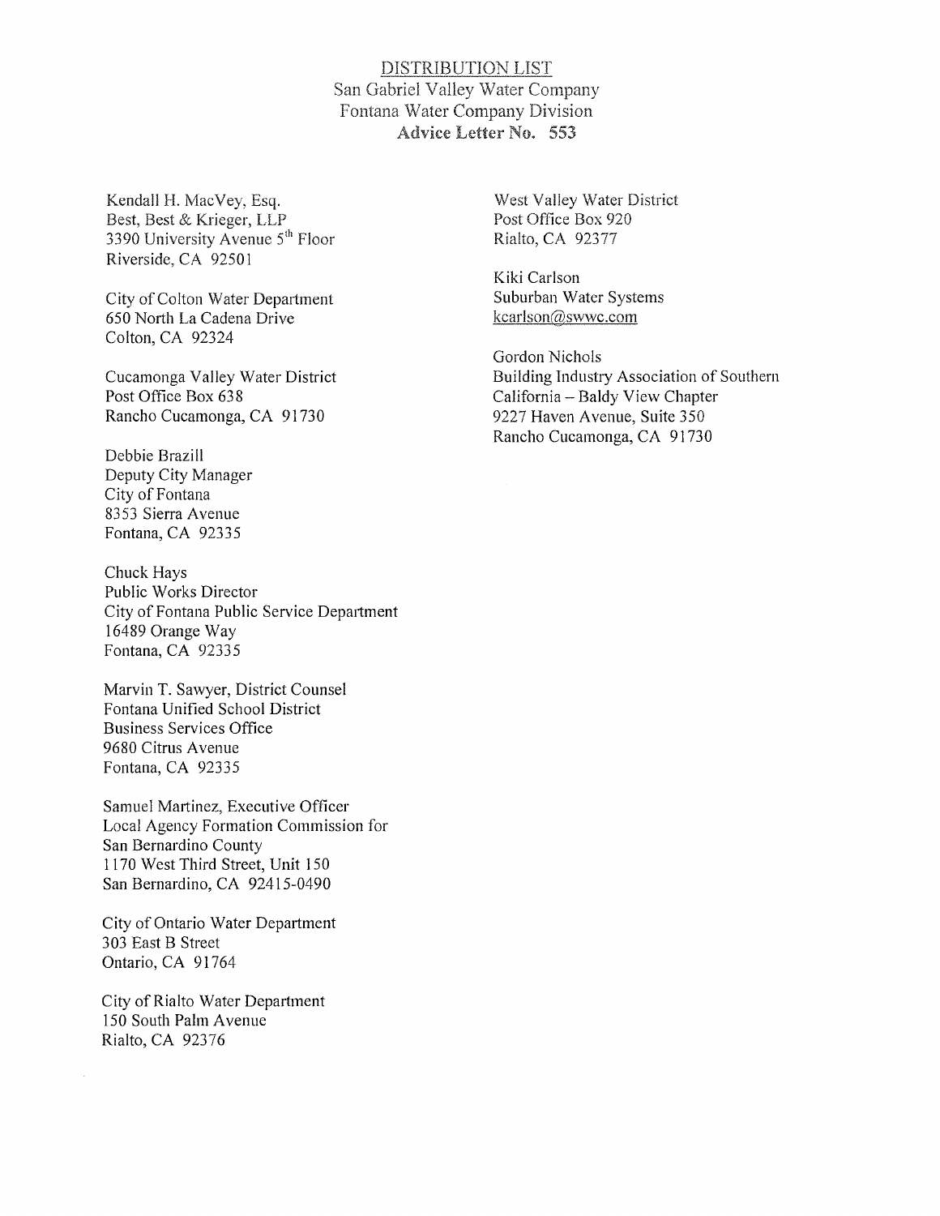DISTRIBUTION LIST

San Gabriel Valley Water Company

Fontana Water Company Division

**Advice Letter No. 553**

Kendall H. MacVey, Esq.
Best, Best & Krieger, LLP
3390 University Avenue 5th Floor
Riverside, CA 92501

City of Colton Water Department
650 North La Cadena Drive
Colton, CA 92324

Cucamonga Valley Water District
Post Office Box 638
Rancho Cucamonga, CA 91730

Debbie Brazill
Deputy City Manager
City of Fontana
8353 Sierra Avenue
Fontana, CA 92335

Chuck Hays
Public Works Director
City of Fontana Public Service Department
16489 Orange Way
Fontana, CA 92335

Marvin T. Sawyer, District Counsel
Fontana Unified School District
Business Services Office
9680 Citrus Avenue
Fontana, CA 92335

Samuel Martinez, Executive Officer
Local Agency Formation Commission for
San Bernardino County
1170 West Third Street, Unit 150
San Bernardino, CA 92415-0490

City of Ontario Water Department
303 East B Street
Ontario, CA 91764

City of Rialto Water Department
150 South Palm Avenue
Rialto, CA 92376

West Valley Water District
Post Office Box 920
Rialto, CA 92377

Kiki Carlson
Suburban Water Systems
kcarlson@swwc.com

Gordon Nichols
Building Industry Association of Southern
California – Baldy View Chapter
9227 Haven Avenue, Suite 350
Rancho Cucamonga, CA 91730